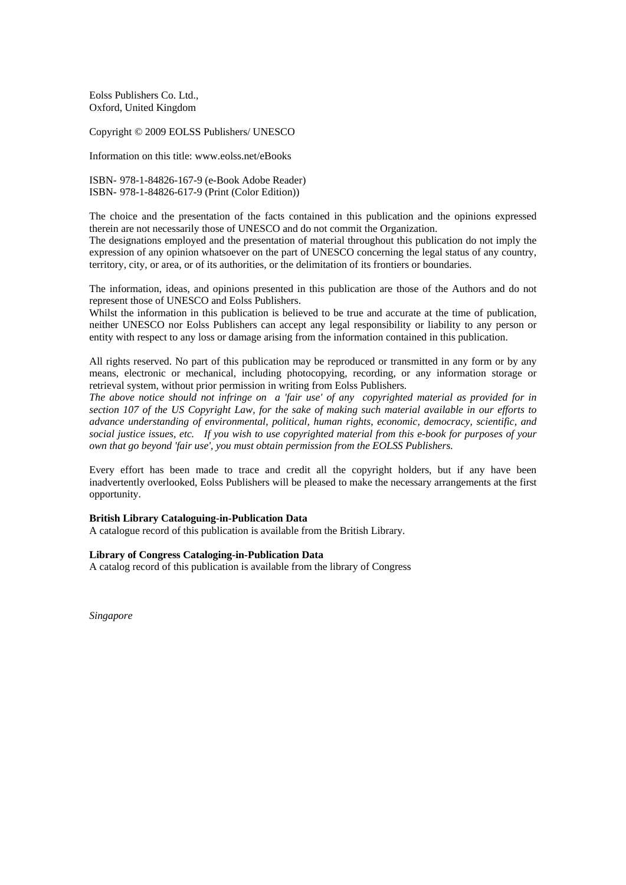Eolss Publishers Co. Ltd.,
Oxford, United Kingdom

Copyright © 2009 EOLSS Publishers/ UNESCO

Information on this title: www.eolss.net/eBooks

ISBN- 978-1-84826-167-9 (e-Book Adobe Reader)
ISBN- 978-1-84826-617-9 (Print (Color Edition))

The choice and the presentation of the facts contained in this publication and the opinions expressed therein are not necessarily those of UNESCO and do not commit the Organization.
The designations employed and the presentation of material throughout this publication do not imply the expression of any opinion whatsoever on the part of UNESCO concerning the legal status of any country, territory, city, or area, or of its authorities, or the delimitation of its frontiers or boundaries.

The information, ideas, and opinions presented in this publication are those of the Authors and do not represent those of UNESCO and Eolss Publishers.
Whilst the information in this publication is believed to be true and accurate at the time of publication, neither UNESCO nor Eolss Publishers can accept any legal responsibility or liability to any person or entity with respect to any loss or damage arising from the information contained in this publication.

All rights reserved. No part of this publication may be reproduced or transmitted in any form or by any means, electronic or mechanical, including photocopying, recording, or any information storage or retrieval system, without prior permission in writing from Eolss Publishers.
*The above notice should not infringe on a 'fair use' of any copyrighted material as provided for in section 107 of the US Copyright Law, for the sake of making such material available in our efforts to advance understanding of environmental, political, human rights, economic, democracy, scientific, and social justice issues, etc. If you wish to use copyrighted material from this e-book for purposes of your own that go beyond 'fair use', you must obtain permission from the EOLSS Publishers.*

Every effort has been made to trace and credit all the copyright holders, but if any have been inadvertently overlooked, Eolss Publishers will be pleased to make the necessary arrangements at the first opportunity.

**British Library Cataloguing-in-Publication Data**
A catalogue record of this publication is available from the British Library.

**Library of Congress Cataloging-in-Publication Data**
A catalog record of this publication is available from the library of Congress

*Singapore*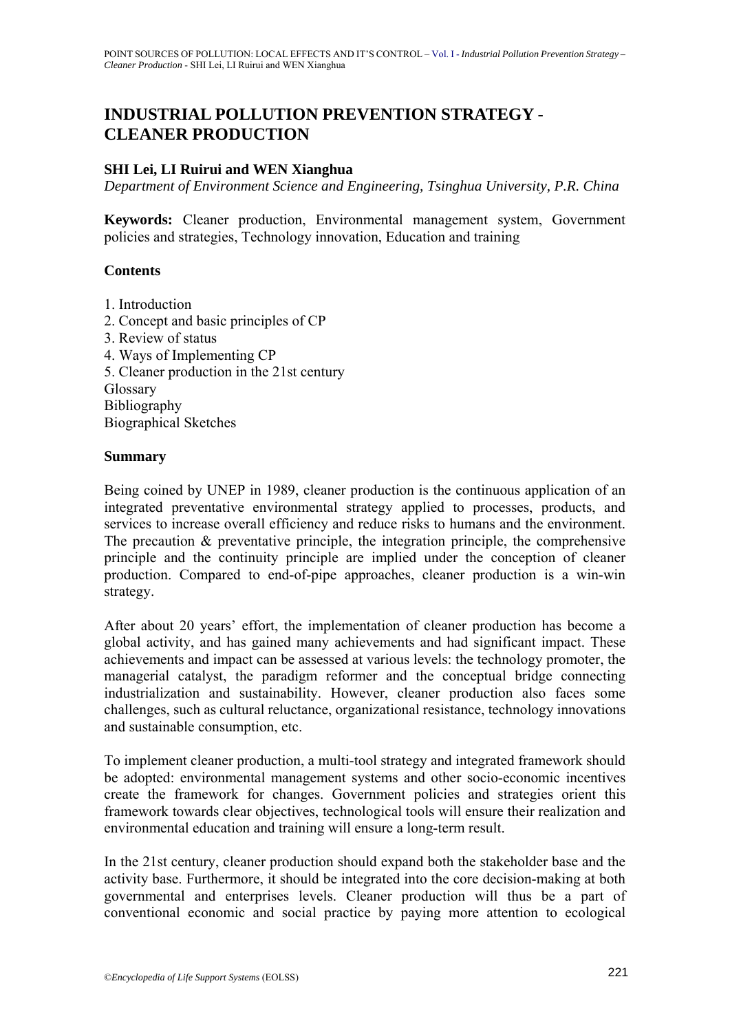# INDUSTRIAL POLLUTION PREVENTION STRATEGY - CLEANER PRODUCTION

**SHI Lei, LI Ruirui and WEN Xianghua**

*Department of Environment Science and Engineering, Tsinghua University, P.R. China*

**Keywords:** Cleaner production, Environmental management system, Government policies and strategies, Technology innovation, Education and training

## Contents

1. Introduction
2. Concept and basic principles of CP
3. Review of status
4. Ways of Implementing CP
5. Cleaner production in the 21st century

Glossary
Bibliography
Biographical Sketches

## Summary

Being coined by UNEP in 1989, cleaner production is the continuous application of an integrated preventative environmental strategy applied to processes, products, and services to increase overall efficiency and reduce risks to humans and the environment. The precaution & preventative principle, the integration principle, the comprehensive principle and the continuity principle are implied under the conception of cleaner production. Compared to end-of-pipe approaches, cleaner production is a win-win strategy.

After about 20 years' effort, the implementation of cleaner production has become a global activity, and has gained many achievements and had significant impact. These achievements and impact can be assessed at various levels: the technology promoter, the managerial catalyst, the paradigm reformer and the conceptual bridge connecting industrialization and sustainability. However, cleaner production also faces some challenges, such as cultural reluctance, organizational resistance, technology innovations and sustainable consumption, etc.

To implement cleaner production, a multi-tool strategy and integrated framework should be adopted: environmental management systems and other socio-economic incentives create the framework for changes. Government policies and strategies orient this framework towards clear objectives, technological tools will ensure their realization and environmental education and training will ensure a long-term result.

In the 21st century, cleaner production should expand both the stakeholder base and the activity base. Furthermore, it should be integrated into the core decision-making at both governmental and enterprises levels. Cleaner production will thus be a part of conventional economic and social practice by paying more attention to ecological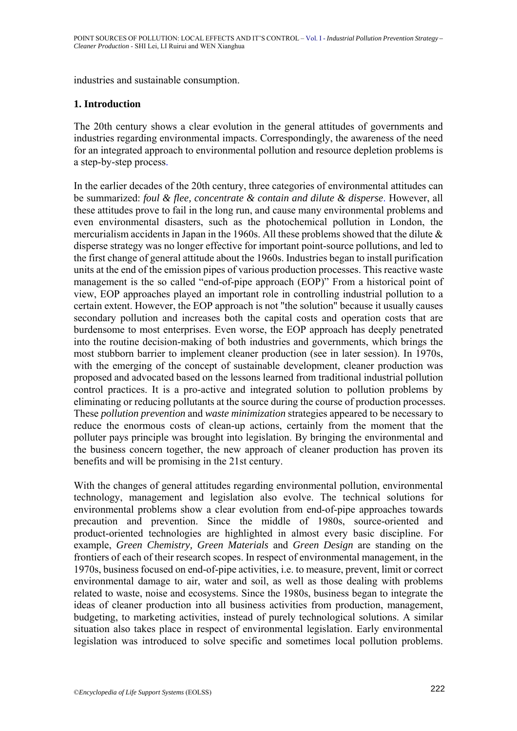industries and sustainable consumption.

## 1. Introduction

The 20th century shows a clear evolution in the general attitudes of governments and industries regarding environmental impacts. Correspondingly, the awareness of the need for an integrated approach to environmental pollution and resource depletion problems is a step-by-step process.

In the earlier decades of the 20th century, three categories of environmental attitudes can be summarized: *foul & flee, concentrate & contain and dilute & disperse*. However, all these attitudes prove to fail in the long run, and cause many environmental problems and even environmental disasters, such as the photochemical pollution in London, the mercurialism accidents in Japan in the 1960s. All these problems showed that the dilute & disperse strategy was no longer effective for important point-source pollutions, and led to the first change of general attitude about the 1960s. Industries began to install purification units at the end of the emission pipes of various production processes. This reactive waste management is the so called "end-of-pipe approach (EOP)" From a historical point of view, EOP approaches played an important role in controlling industrial pollution to a certain extent. However, the EOP approach is not "the solution" because it usually causes secondary pollution and increases both the capital costs and operation costs that are burdensome to most enterprises. Even worse, the EOP approach has deeply penetrated into the routine decision-making of both industries and governments, which brings the most stubborn barrier to implement cleaner production (see in later session). In 1970s, with the emerging of the concept of sustainable development, cleaner production was proposed and advocated based on the lessons learned from traditional industrial pollution control practices. It is a pro-active and integrated solution to pollution problems by eliminating or reducing pollutants at the source during the course of production processes. These *pollution prevention* and *waste minimization* strategies appeared to be necessary to reduce the enormous costs of clean-up actions, certainly from the moment that the polluter pays principle was brought into legislation. By bringing the environmental and the business concern together, the new approach of cleaner production has proven its benefits and will be promising in the 21st century.

With the changes of general attitudes regarding environmental pollution, environmental technology, management and legislation also evolve. The technical solutions for environmental problems show a clear evolution from end-of-pipe approaches towards precaution and prevention. Since the middle of 1980s, source-oriented and product-oriented technologies are highlighted in almost every basic discipline. For example, *Green Chemistry, Green Materials* and *Green Design* are standing on the frontiers of each of their research scopes. In respect of environmental management, in the 1970s, business focused on end-of-pipe activities, i.e. to measure, prevent, limit or correct environmental damage to air, water and soil, as well as those dealing with problems related to waste, noise and ecosystems. Since the 1980s, business began to integrate the ideas of cleaner production into all business activities from production, management, budgeting, to marketing activities, instead of purely technological solutions. A similar situation also takes place in respect of environmental legislation. Early environmental legislation was introduced to solve specific and sometimes local pollution problems.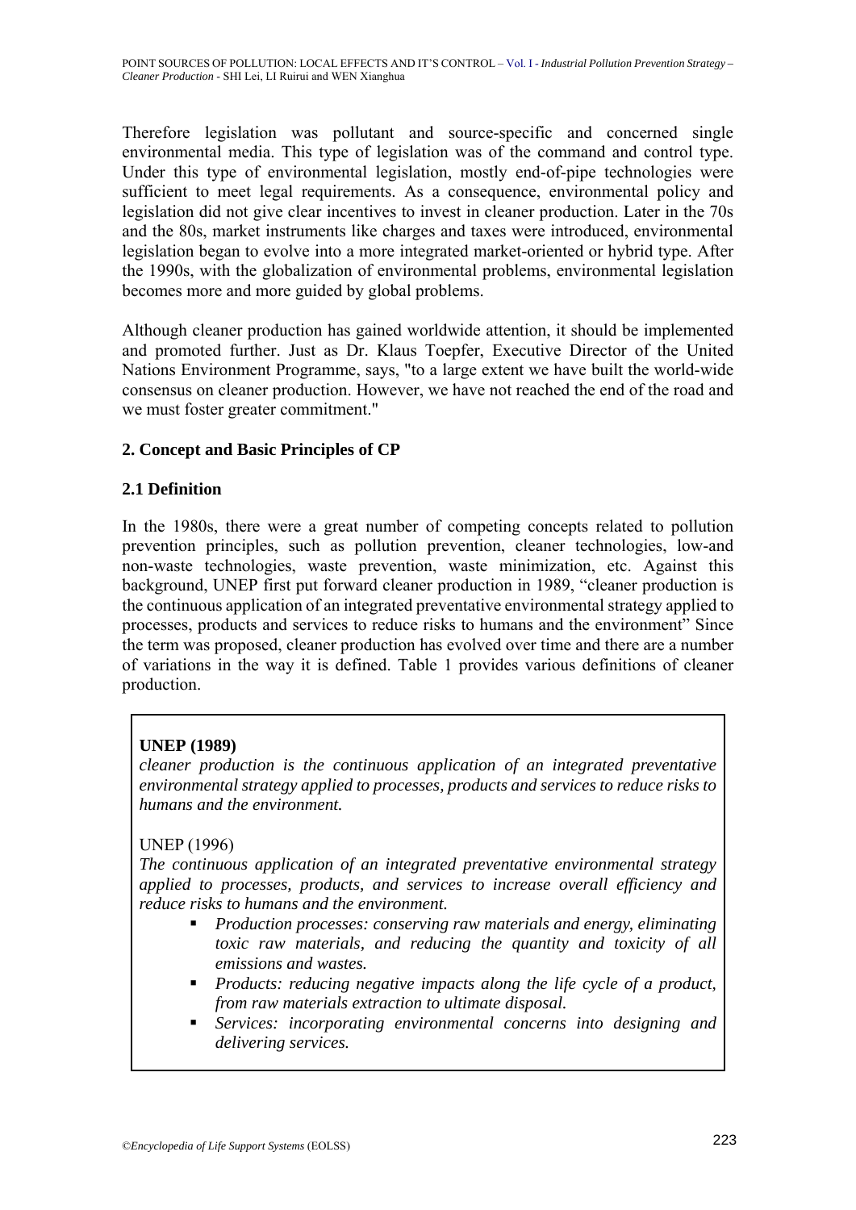Therefore legislation was pollutant and source-specific and concerned single environmental media. This type of legislation was of the command and control type. Under this type of environmental legislation, mostly end-of-pipe technologies were sufficient to meet legal requirements. As a consequence, environmental policy and legislation did not give clear incentives to invest in cleaner production. Later in the 70s and the 80s, market instruments like charges and taxes were introduced, environmental legislation began to evolve into a more integrated market-oriented or hybrid type. After the 1990s, with the globalization of environmental problems, environmental legislation becomes more and more guided by global problems.

Although cleaner production has gained worldwide attention, it should be implemented and promoted further. Just as Dr. Klaus Toepfer, Executive Director of the United Nations Environment Programme, says, "to a large extent we have built the world-wide consensus on cleaner production. However, we have not reached the end of the road and we must foster greater commitment."

## 2. Concept and Basic Principles of CP

### 2.1 Definition

In the 1980s, there were a great number of competing concepts related to pollution prevention principles, such as pollution prevention, cleaner technologies, low-and non-waste technologies, waste prevention, waste minimization, etc. Against this background, UNEP first put forward cleaner production in 1989, "cleaner production is the continuous application of an integrated preventative environmental strategy applied to processes, products and services to reduce risks to humans and the environment" Since the term was proposed, cleaner production has evolved over time and there are a number of variations in the way it is defined. Table 1 provides various definitions of cleaner production.

**UNEP (1989)**
*cleaner production is the continuous application of an integrated preventative environmental strategy applied to processes, products and services to reduce risks to humans and the environment.*

UNEP (1996)
*The continuous application of an integrated preventative environmental strategy applied to processes, products, and services to increase overall efficiency and reduce risks to humans and the environment.*

- *Production processes: conserving raw materials and energy, eliminating toxic raw materials, and reducing the quantity and toxicity of all emissions and wastes.*
- *Products: reducing negative impacts along the life cycle of a product, from raw materials extraction to ultimate disposal.*
- *Services: incorporating environmental concerns into designing and delivering services.*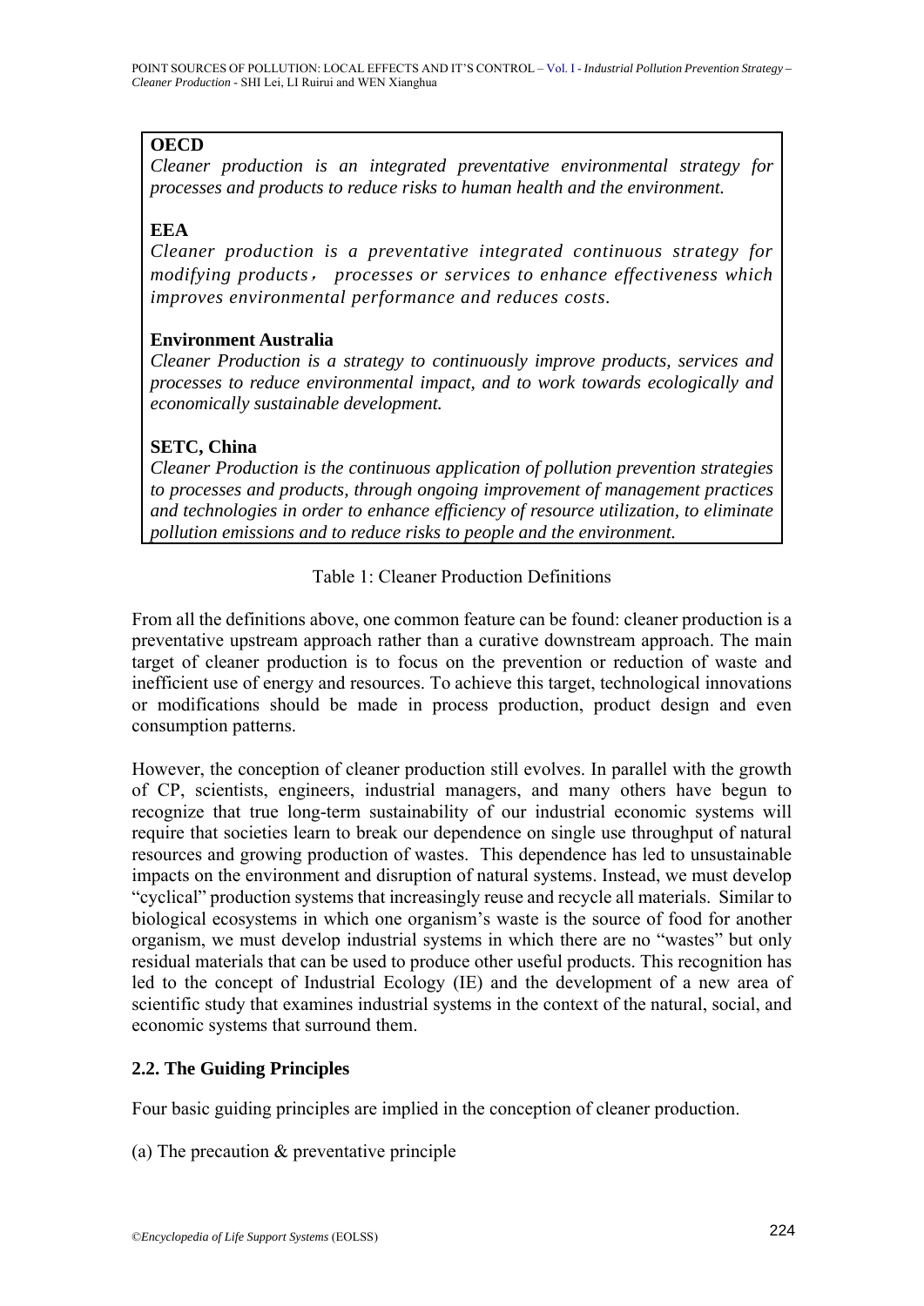**OECD**
*Cleaner production is an integrated preventative environmental strategy for processes and products to reduce risks to human health and the environment.*

**EEA**
*Cleaner production is a preventative integrated continuous strategy for modifying products， processes or services to enhance effectiveness which improves environmental performance and reduces costs.*

**Environment Australia**
*Cleaner Production is a strategy to continuously improve products, services and processes to reduce environmental impact, and to work towards ecologically and economically sustainable development.*

**SETC, China**
*Cleaner Production is the continuous application of pollution prevention strategies to processes and products, through ongoing improvement of management practices and technologies in order to enhance efficiency of resource utilization, to eliminate pollution emissions and to reduce risks to people and the environment.*

Table 1: Cleaner Production Definitions

From all the definitions above, one common feature can be found: cleaner production is a preventative upstream approach rather than a curative downstream approach. The main target of cleaner production is to focus on the prevention or reduction of waste and inefficient use of energy and resources. To achieve this target, technological innovations or modifications should be made in process production, product design and even consumption patterns.

However, the conception of cleaner production still evolves. In parallel with the growth of CP, scientists, engineers, industrial managers, and many others have begun to recognize that true long-term sustainability of our industrial economic systems will require that societies learn to break our dependence on single use throughput of natural resources and growing production of wastes. This dependence has led to unsustainable impacts on the environment and disruption of natural systems. Instead, we must develop "cyclical" production systems that increasingly reuse and recycle all materials. Similar to biological ecosystems in which one organism's waste is the source of food for another organism, we must develop industrial systems in which there are no "wastes" but only residual materials that can be used to produce other useful products. This recognition has led to the concept of Industrial Ecology (IE) and the development of a new area of scientific study that examines industrial systems in the context of the natural, social, and economic systems that surround them.

### 2.2. The Guiding Principles

Four basic guiding principles are implied in the conception of cleaner production.

(a) The precaution & preventative principle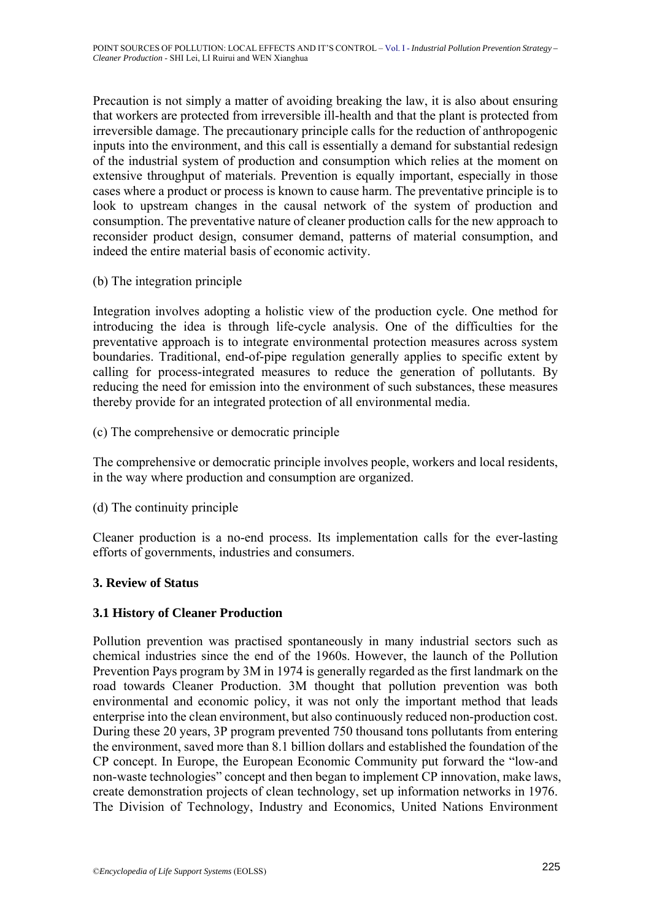Precaution is not simply a matter of avoiding breaking the law, it is also about ensuring that workers are protected from irreversible ill-health and that the plant is protected from irreversible damage. The precautionary principle calls for the reduction of anthropogenic inputs into the environment, and this call is essentially a demand for substantial redesign of the industrial system of production and consumption which relies at the moment on extensive throughput of materials. Prevention is equally important, especially in those cases where a product or process is known to cause harm. The preventative principle is to look to upstream changes in the causal network of the system of production and consumption. The preventative nature of cleaner production calls for the new approach to reconsider product design, consumer demand, patterns of material consumption, and indeed the entire material basis of economic activity.

(b) The integration principle

Integration involves adopting a holistic view of the production cycle. One method for introducing the idea is through life-cycle analysis. One of the difficulties for the preventative approach is to integrate environmental protection measures across system boundaries. Traditional, end-of-pipe regulation generally applies to specific extent by calling for process-integrated measures to reduce the generation of pollutants. By reducing the need for emission into the environment of such substances, these measures thereby provide for an integrated protection of all environmental media.

(c) The comprehensive or democratic principle

The comprehensive or democratic principle involves people, workers and local residents, in the way where production and consumption are organized.

(d) The continuity principle

Cleaner production is a no-end process. Its implementation calls for the ever-lasting efforts of governments, industries and consumers.

## 3. Review of Status

### 3.1 History of Cleaner Production

Pollution prevention was practised spontaneously in many industrial sectors such as chemical industries since the end of the 1960s. However, the launch of the Pollution Prevention Pays program by 3M in 1974 is generally regarded as the first landmark on the road towards Cleaner Production. 3M thought that pollution prevention was both environmental and economic policy, it was not only the important method that leads enterprise into the clean environment, but also continuously reduced non-production cost. During these 20 years, 3P program prevented 750 thousand tons pollutants from entering the environment, saved more than 8.1 billion dollars and established the foundation of the CP concept. In Europe, the European Economic Community put forward the "low-and non-waste technologies" concept and then began to implement CP innovation, make laws, create demonstration projects of clean technology, set up information networks in 1976. The Division of Technology, Industry and Economics, United Nations Environment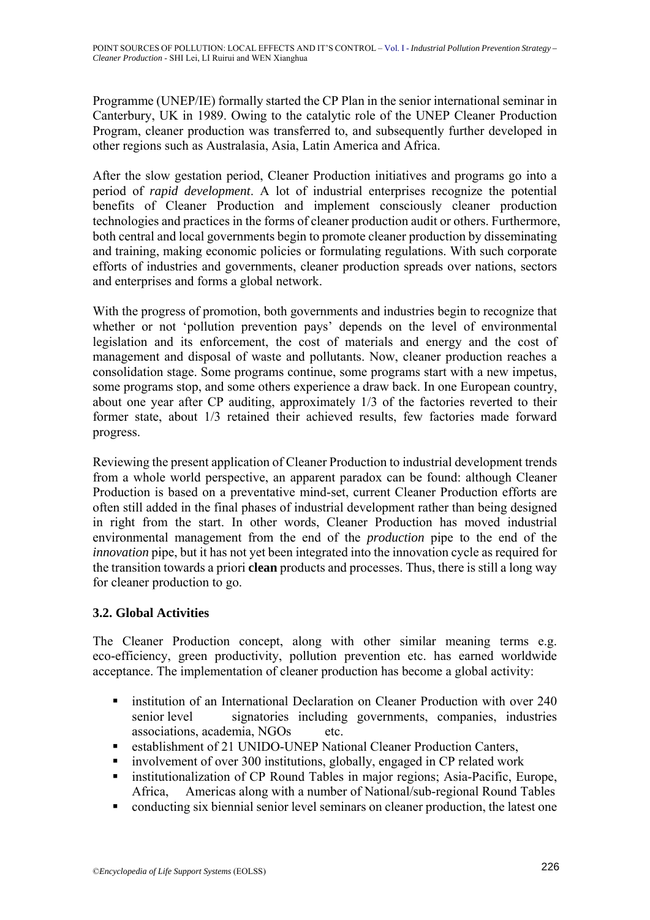Programme (UNEP/IE) formally started the CP Plan in the senior international seminar in Canterbury, UK in 1989. Owing to the catalytic role of the UNEP Cleaner Production Program, cleaner production was transferred to, and subsequently further developed in other regions such as Australasia, Asia, Latin America and Africa.

After the slow gestation period, Cleaner Production initiatives and programs go into a period of *rapid development*. A lot of industrial enterprises recognize the potential benefits of Cleaner Production and implement consciously cleaner production technologies and practices in the forms of cleaner production audit or others. Furthermore, both central and local governments begin to promote cleaner production by disseminating and training, making economic policies or formulating regulations. With such corporate efforts of industries and governments, cleaner production spreads over nations, sectors and enterprises and forms a global network.

With the progress of promotion, both governments and industries begin to recognize that whether or not 'pollution prevention pays' depends on the level of environmental legislation and its enforcement, the cost of materials and energy and the cost of management and disposal of waste and pollutants. Now, cleaner production reaches a consolidation stage. Some programs continue, some programs start with a new impetus, some programs stop, and some others experience a draw back. In one European country, about one year after CP auditing, approximately 1/3 of the factories reverted to their former state, about 1/3 retained their achieved results, few factories made forward progress.

Reviewing the present application of Cleaner Production to industrial development trends from a whole world perspective, an apparent paradox can be found: although Cleaner Production is based on a preventative mind-set, current Cleaner Production efforts are often still added in the final phases of industrial development rather than being designed in right from the start. In other words, Cleaner Production has moved industrial environmental management from the end of the *production* pipe to the end of the *innovation* pipe, but it has not yet been integrated into the innovation cycle as required for the transition towards a priori **clean** products and processes. Thus, there is still a long way for cleaner production to go.

### 3.2. Global Activities

The Cleaner Production concept, along with other similar meaning terms e.g. eco-efficiency, green productivity, pollution prevention etc. has earned worldwide acceptance. The implementation of cleaner production has become a global activity:

- institution of an International Declaration on Cleaner Production with over 240 senior level signatories including governments, companies, industries associations, academia, NGOs etc.
- establishment of 21 UNIDO-UNEP National Cleaner Production Canters,
- involvement of over 300 institutions, globally, engaged in CP related work
- institutionalization of CP Round Tables in major regions; Asia-Pacific, Europe, Africa, Americas along with a number of National/sub-regional Round Tables
- conducting six biennial senior level seminars on cleaner production, the latest one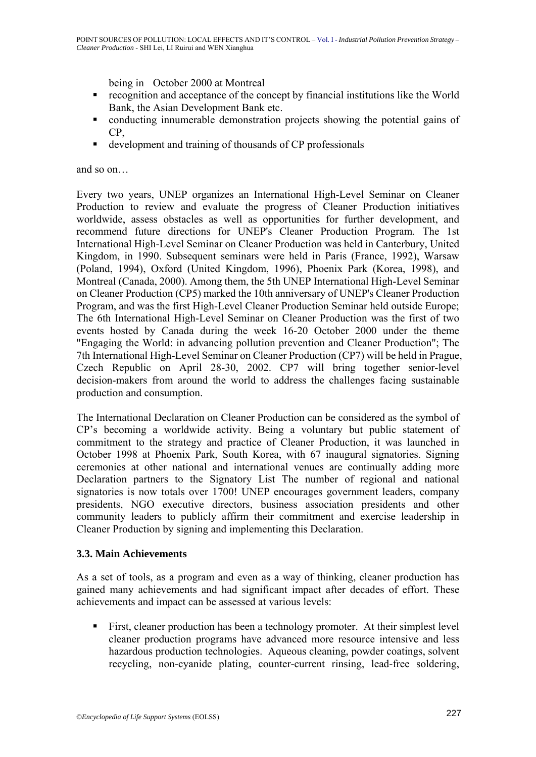being in October 2000 at Montreal

- recognition and acceptance of the concept by financial institutions like the World Bank, the Asian Development Bank etc.
- conducting innumerable demonstration projects showing the potential gains of CP,
- development and training of thousands of CP professionals

and so on…

Every two years, UNEP organizes an International High-Level Seminar on Cleaner Production to review and evaluate the progress of Cleaner Production initiatives worldwide, assess obstacles as well as opportunities for further development, and recommend future directions for UNEP's Cleaner Production Program. The 1st International High-Level Seminar on Cleaner Production was held in Canterbury, United Kingdom, in 1990. Subsequent seminars were held in Paris (France, 1992), Warsaw (Poland, 1994), Oxford (United Kingdom, 1996), Phoenix Park (Korea, 1998), and Montreal (Canada, 2000). Among them, the 5th UNEP International High-Level Seminar on Cleaner Production (CP5) marked the 10th anniversary of UNEP's Cleaner Production Program, and was the first High-Level Cleaner Production Seminar held outside Europe; The 6th International High-Level Seminar on Cleaner Production was the first of two events hosted by Canada during the week 16-20 October 2000 under the theme "Engaging the World: in advancing pollution prevention and Cleaner Production"; The 7th International High-Level Seminar on Cleaner Production (CP7) will be held in Prague, Czech Republic on April 28-30, 2002. CP7 will bring together senior-level decision-makers from around the world to address the challenges facing sustainable production and consumption.

The International Declaration on Cleaner Production can be considered as the symbol of CP's becoming a worldwide activity. Being a voluntary but public statement of commitment to the strategy and practice of Cleaner Production, it was launched in October 1998 at Phoenix Park, South Korea, with 67 inaugural signatories. Signing ceremonies at other national and international venues are continually adding more Declaration partners to the Signatory List The number of regional and national signatories is now totals over 1700! UNEP encourages government leaders, company presidents, NGO executive directors, business association presidents and other community leaders to publicly affirm their commitment and exercise leadership in Cleaner Production by signing and implementing this Declaration.

### 3.3. Main Achievements

As a set of tools, as a program and even as a way of thinking, cleaner production has gained many achievements and had significant impact after decades of effort. These achievements and impact can be assessed at various levels:

- First, cleaner production has been a technology promoter. At their simplest level cleaner production programs have advanced more resource intensive and less hazardous production technologies. Aqueous cleaning, powder coatings, solvent recycling, non-cyanide plating, counter-current rinsing, lead-free soldering,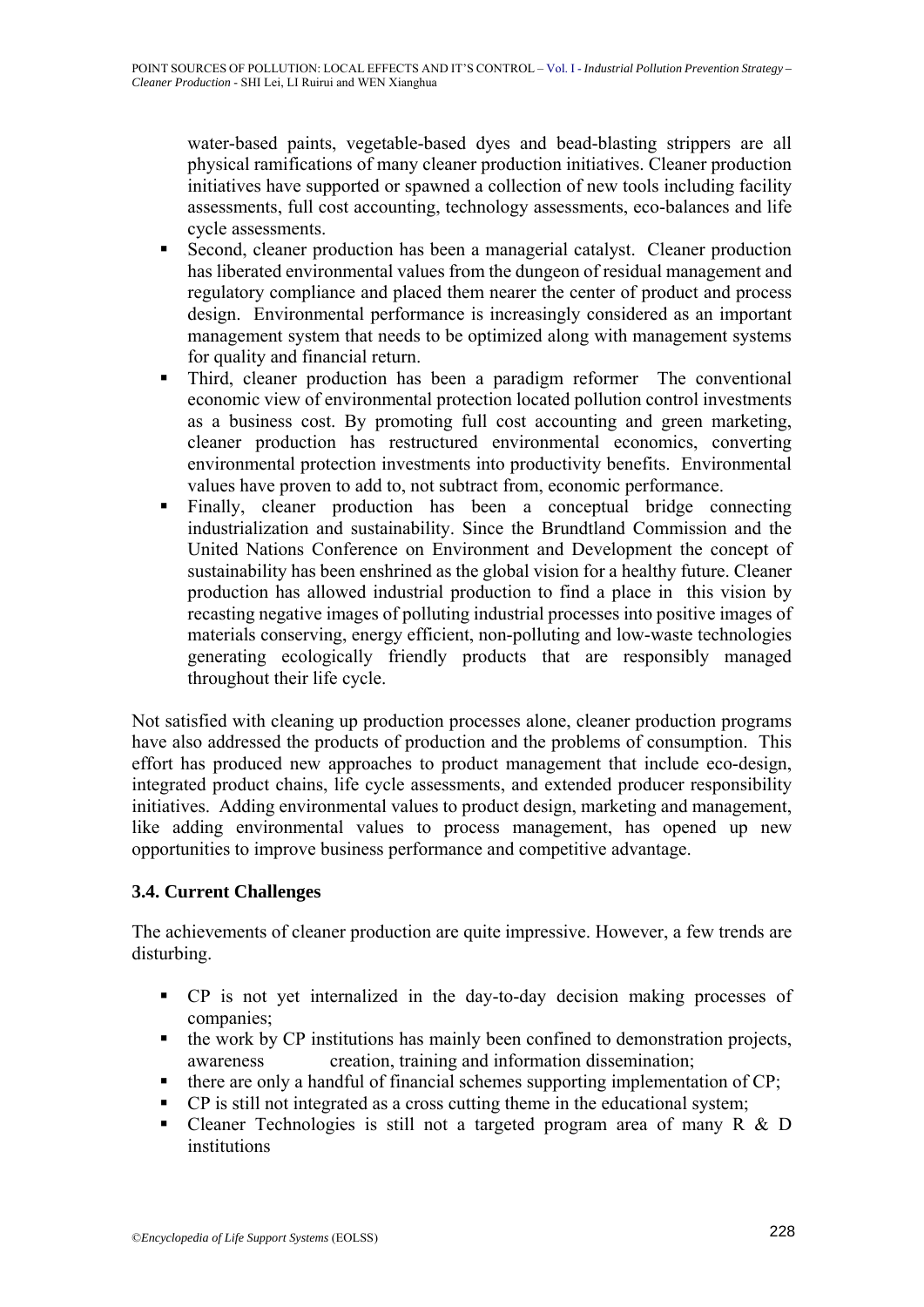water-based paints, vegetable-based dyes and bead-blasting strippers are all physical ramifications of many cleaner production initiatives. Cleaner production initiatives have supported or spawned a collection of new tools including facility assessments, full cost accounting, technology assessments, eco-balances and life cycle assessments.

- Second, cleaner production has been a managerial catalyst. Cleaner production has liberated environmental values from the dungeon of residual management and regulatory compliance and placed them nearer the center of product and process design. Environmental performance is increasingly considered as an important management system that needs to be optimized along with management systems for quality and financial return.
- Third, cleaner production has been a paradigm reformer The conventional economic view of environmental protection located pollution control investments as a business cost. By promoting full cost accounting and green marketing, cleaner production has restructured environmental economics, converting environmental protection investments into productivity benefits. Environmental values have proven to add to, not subtract from, economic performance.
- Finally, cleaner production has been a conceptual bridge connecting industrialization and sustainability. Since the Brundtland Commission and the United Nations Conference on Environment and Development the concept of sustainability has been enshrined as the global vision for a healthy future. Cleaner production has allowed industrial production to find a place in this vision by recasting negative images of polluting industrial processes into positive images of materials conserving, energy efficient, non-polluting and low-waste technologies generating ecologically friendly products that are responsibly managed throughout their life cycle.

Not satisfied with cleaning up production processes alone, cleaner production programs have also addressed the products of production and the problems of consumption. This effort has produced new approaches to product management that include eco-design, integrated product chains, life cycle assessments, and extended producer responsibility initiatives. Adding environmental values to product design, marketing and management, like adding environmental values to process management, has opened up new opportunities to improve business performance and competitive advantage.

### 3.4. Current Challenges

The achievements of cleaner production are quite impressive. However, a few trends are disturbing.

- CP is not yet internalized in the day-to-day decision making processes of companies;
- the work by CP institutions has mainly been confined to demonstration projects, awareness creation, training and information dissemination;
- there are only a handful of financial schemes supporting implementation of CP;
- CP is still not integrated as a cross cutting theme in the educational system;
- Cleaner Technologies is still not a targeted program area of many R & D institutions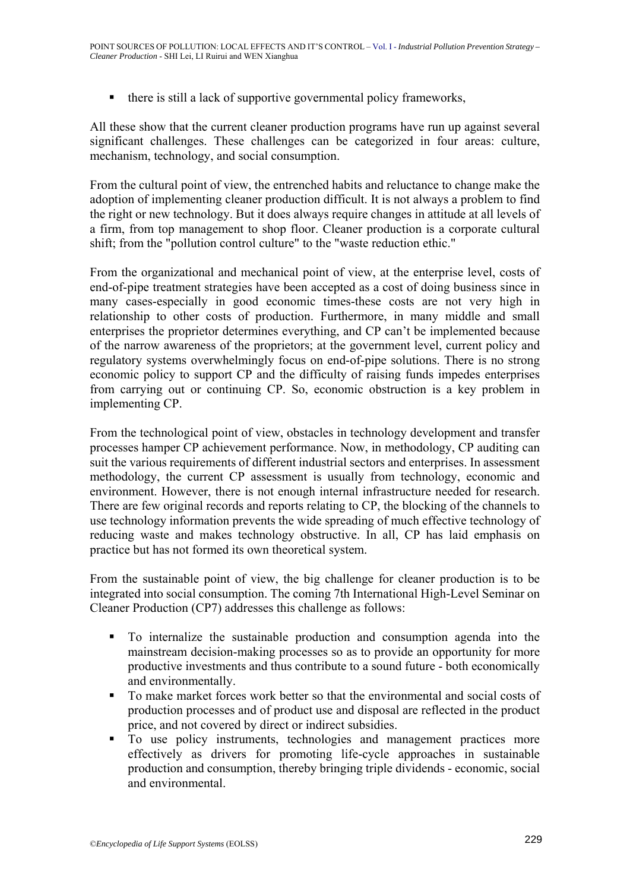- there is still a lack of supportive governmental policy frameworks,

All these show that the current cleaner production programs have run up against several significant challenges. These challenges can be categorized in four areas: culture, mechanism, technology, and social consumption.

From the cultural point of view, the entrenched habits and reluctance to change make the adoption of implementing cleaner production difficult. It is not always a problem to find the right or new technology. But it does always require changes in attitude at all levels of a firm, from top management to shop floor. Cleaner production is a corporate cultural shift; from the "pollution control culture" to the "waste reduction ethic."

From the organizational and mechanical point of view, at the enterprise level, costs of end-of-pipe treatment strategies have been accepted as a cost of doing business since in many cases-especially in good economic times-these costs are not very high in relationship to other costs of production. Furthermore, in many middle and small enterprises the proprietor determines everything, and CP can't be implemented because of the narrow awareness of the proprietors; at the government level, current policy and regulatory systems overwhelmingly focus on end-of-pipe solutions. There is no strong economic policy to support CP and the difficulty of raising funds impedes enterprises from carrying out or continuing CP. So, economic obstruction is a key problem in implementing CP.

From the technological point of view, obstacles in technology development and transfer processes hamper CP achievement performance. Now, in methodology, CP auditing can suit the various requirements of different industrial sectors and enterprises. In assessment methodology, the current CP assessment is usually from technology, economic and environment. However, there is not enough internal infrastructure needed for research. There are few original records and reports relating to CP, the blocking of the channels to use technology information prevents the wide spreading of much effective technology of reducing waste and makes technology obstructive. In all, CP has laid emphasis on practice but has not formed its own theoretical system.

From the sustainable point of view, the big challenge for cleaner production is to be integrated into social consumption. The coming 7th International High-Level Seminar on Cleaner Production (CP7) addresses this challenge as follows:

- To internalize the sustainable production and consumption agenda into the mainstream decision-making processes so as to provide an opportunity for more productive investments and thus contribute to a sound future - both economically and environmentally.
- To make market forces work better so that the environmental and social costs of production processes and of product use and disposal are reflected in the product price, and not covered by direct or indirect subsidies.
- To use policy instruments, technologies and management practices more effectively as drivers for promoting life-cycle approaches in sustainable production and consumption, thereby bringing triple dividends - economic, social and environmental.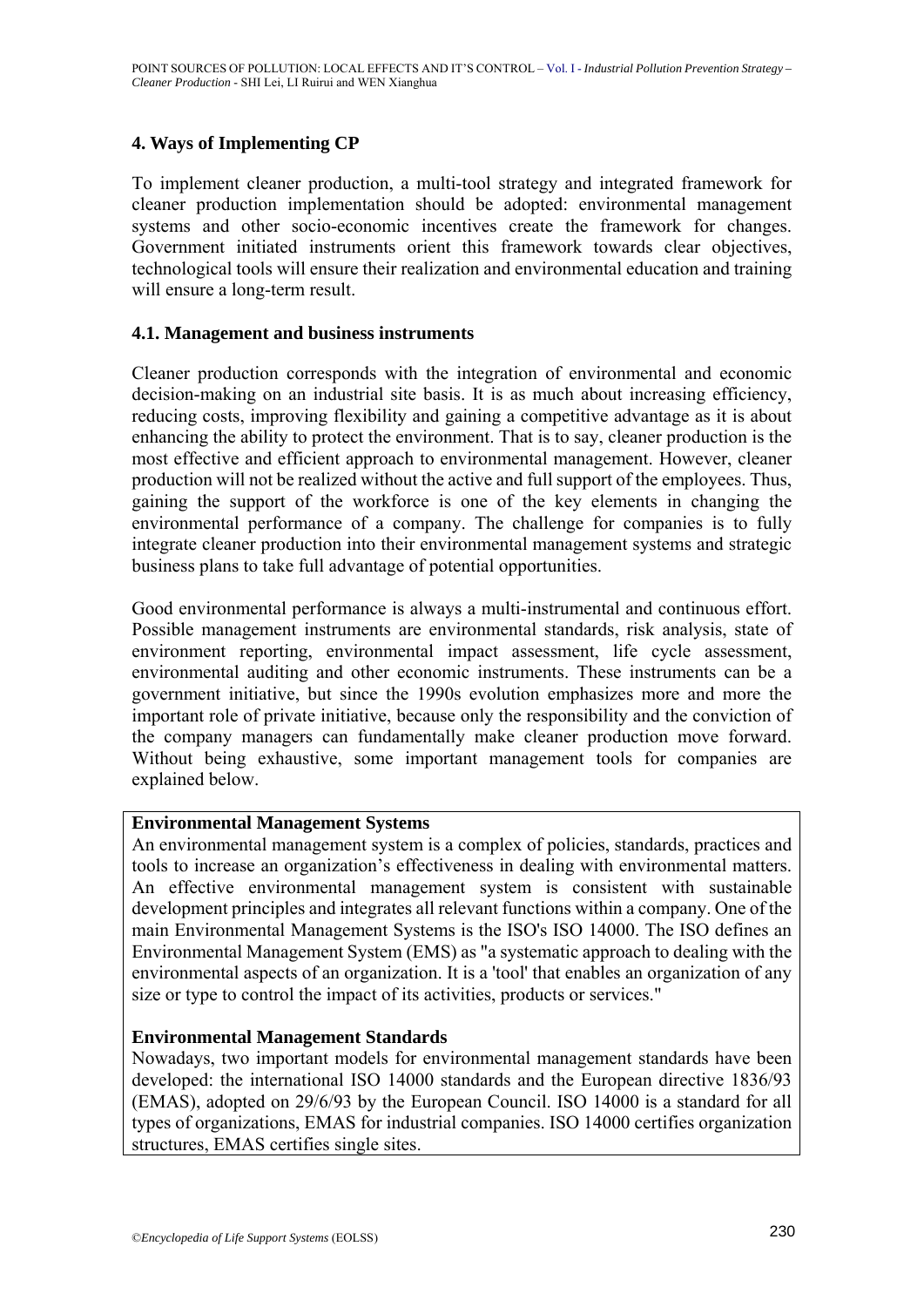## 4. Ways of Implementing CP

To implement cleaner production, a multi-tool strategy and integrated framework for cleaner production implementation should be adopted: environmental management systems and other socio-economic incentives create the framework for changes. Government initiated instruments orient this framework towards clear objectives, technological tools will ensure their realization and environmental education and training will ensure a long-term result.

### 4.1. Management and business instruments

Cleaner production corresponds with the integration of environmental and economic decision-making on an industrial site basis. It is as much about increasing efficiency, reducing costs, improving flexibility and gaining a competitive advantage as it is about enhancing the ability to protect the environment. That is to say, cleaner production is the most effective and efficient approach to environmental management. However, cleaner production will not be realized without the active and full support of the employees. Thus, gaining the support of the workforce is one of the key elements in changing the environmental performance of a company. The challenge for companies is to fully integrate cleaner production into their environmental management systems and strategic business plans to take full advantage of potential opportunities.

Good environmental performance is always a multi-instrumental and continuous effort. Possible management instruments are environmental standards, risk analysis, state of environment reporting, environmental impact assessment, life cycle assessment, environmental auditing and other economic instruments. These instruments can be a government initiative, but since the 1990s evolution emphasizes more and more the important role of private initiative, because only the responsibility and the conviction of the company managers can fundamentally make cleaner production move forward. Without being exhaustive, some important management tools for companies are explained below.

**Environmental Management Systems**

An environmental management system is a complex of policies, standards, practices and tools to increase an organization's effectiveness in dealing with environmental matters. An effective environmental management system is consistent with sustainable development principles and integrates all relevant functions within a company. One of the main Environmental Management Systems is the ISO's ISO 14000. The ISO defines an Environmental Management System (EMS) as "a systematic approach to dealing with the environmental aspects of an organization. It is a 'tool' that enables an organization of any size or type to control the impact of its activities, products or services."

**Environmental Management Standards**

Nowadays, two important models for environmental management standards have been developed: the international ISO 14000 standards and the European directive 1836/93 (EMAS), adopted on 29/6/93 by the European Council. ISO 14000 is a standard for all types of organizations, EMAS for industrial companies. ISO 14000 certifies organization structures, EMAS certifies single sites.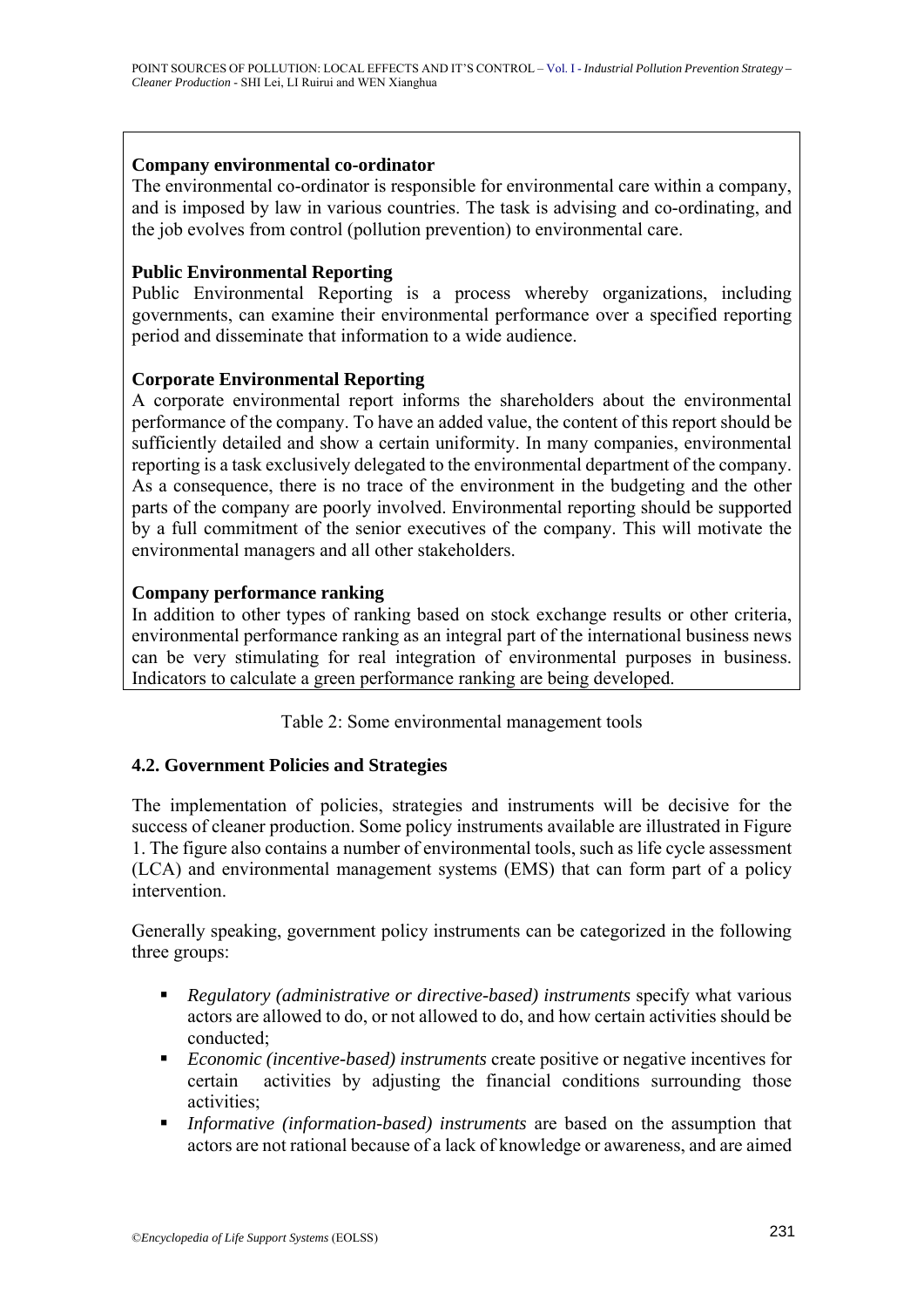**Company environmental co-ordinator**
The environmental co-ordinator is responsible for environmental care within a company, and is imposed by law in various countries. The task is advising and co-ordinating, and the job evolves from control (pollution prevention) to environmental care.

**Public Environmental Reporting**
Public Environmental Reporting is a process whereby organizations, including governments, can examine their environmental performance over a specified reporting period and disseminate that information to a wide audience.

**Corporate Environmental Reporting**
A corporate environmental report informs the shareholders about the environmental performance of the company. To have an added value, the content of this report should be sufficiently detailed and show a certain uniformity. In many companies, environmental reporting is a task exclusively delegated to the environmental department of the company. As a consequence, there is no trace of the environment in the budgeting and the other parts of the company are poorly involved. Environmental reporting should be supported by a full commitment of the senior executives of the company. This will motivate the environmental managers and all other stakeholders.

**Company performance ranking**
In addition to other types of ranking based on stock exchange results or other criteria, environmental performance ranking as an integral part of the international business news can be very stimulating for real integration of environmental purposes in business. Indicators to calculate a green performance ranking are being developed.

Table 2: Some environmental management tools

### 4.2. Government Policies and Strategies

The implementation of policies, strategies and instruments will be decisive for the success of cleaner production. Some policy instruments available are illustrated in Figure 1. The figure also contains a number of environmental tools, such as life cycle assessment (LCA) and environmental management systems (EMS) that can form part of a policy intervention.

Generally speaking, government policy instruments can be categorized in the following three groups:

- *Regulatory (administrative or directive-based) instruments* specify what various actors are allowed to do, or not allowed to do, and how certain activities should be conducted;
- *Economic (incentive-based) instruments* create positive or negative incentives for certain activities by adjusting the financial conditions surrounding those activities;
- *Informative (information-based) instruments* are based on the assumption that actors are not rational because of a lack of knowledge or awareness, and are aimed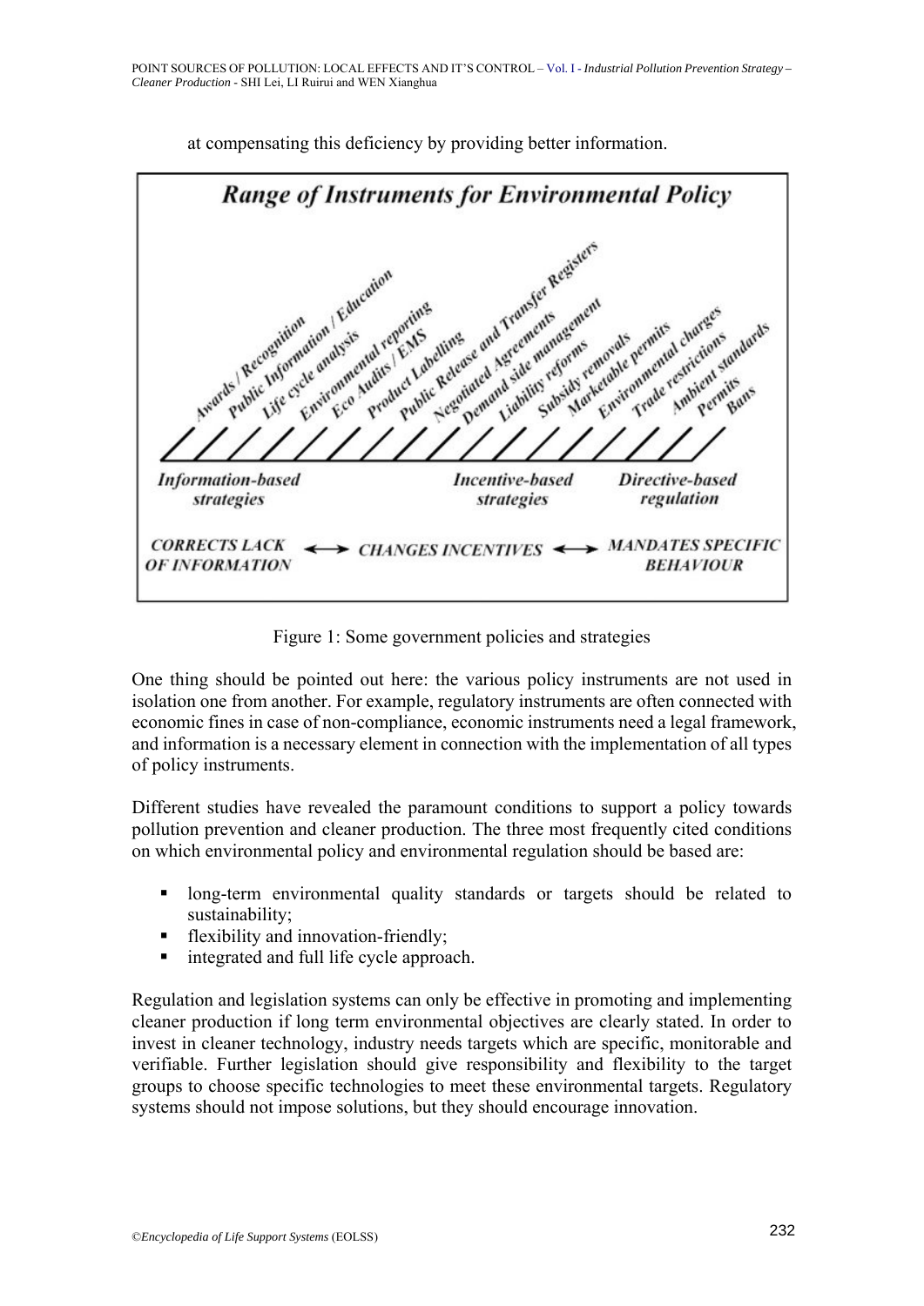at compensating this deficiency by providing better information.

**Range of Instruments for Environmental Policy**

Awards / Recognition, Public Information / Education, Life cycle analysis, Environmental reporting, Eco Audits / EMS, Product Labelling, Public Release and Transfer Registers, Negotiated Agreements, Demand side management, Liability reforms, Subsidy removals, Marketable permits, Environmental charges, Trade restrictions, Ambient standards, Permits, Bans

*Information-based strategies* — *Incentive-based strategies* — *Directive-based regulation*

CORRECTS LACK OF INFORMATION ⟷ CHANGES INCENTIVES ⟷ MANDATES SPECIFIC BEHAVIOUR

Figure 1: Some government policies and strategies

One thing should be pointed out here: the various policy instruments are not used in isolation one from another. For example, regulatory instruments are often connected with economic fines in case of non-compliance, economic instruments need a legal framework, and information is a necessary element in connection with the implementation of all types of policy instruments.

Different studies have revealed the paramount conditions to support a policy towards pollution prevention and cleaner production. The three most frequently cited conditions on which environmental policy and environmental regulation should be based are:

- long-term environmental quality standards or targets should be related to sustainability;
- flexibility and innovation-friendly;
- integrated and full life cycle approach.

Regulation and legislation systems can only be effective in promoting and implementing cleaner production if long term environmental objectives are clearly stated. In order to invest in cleaner technology, industry needs targets which are specific, monitorable and verifiable. Further legislation should give responsibility and flexibility to the target groups to choose specific technologies to meet these environmental targets. Regulatory systems should not impose solutions, but they should encourage innovation.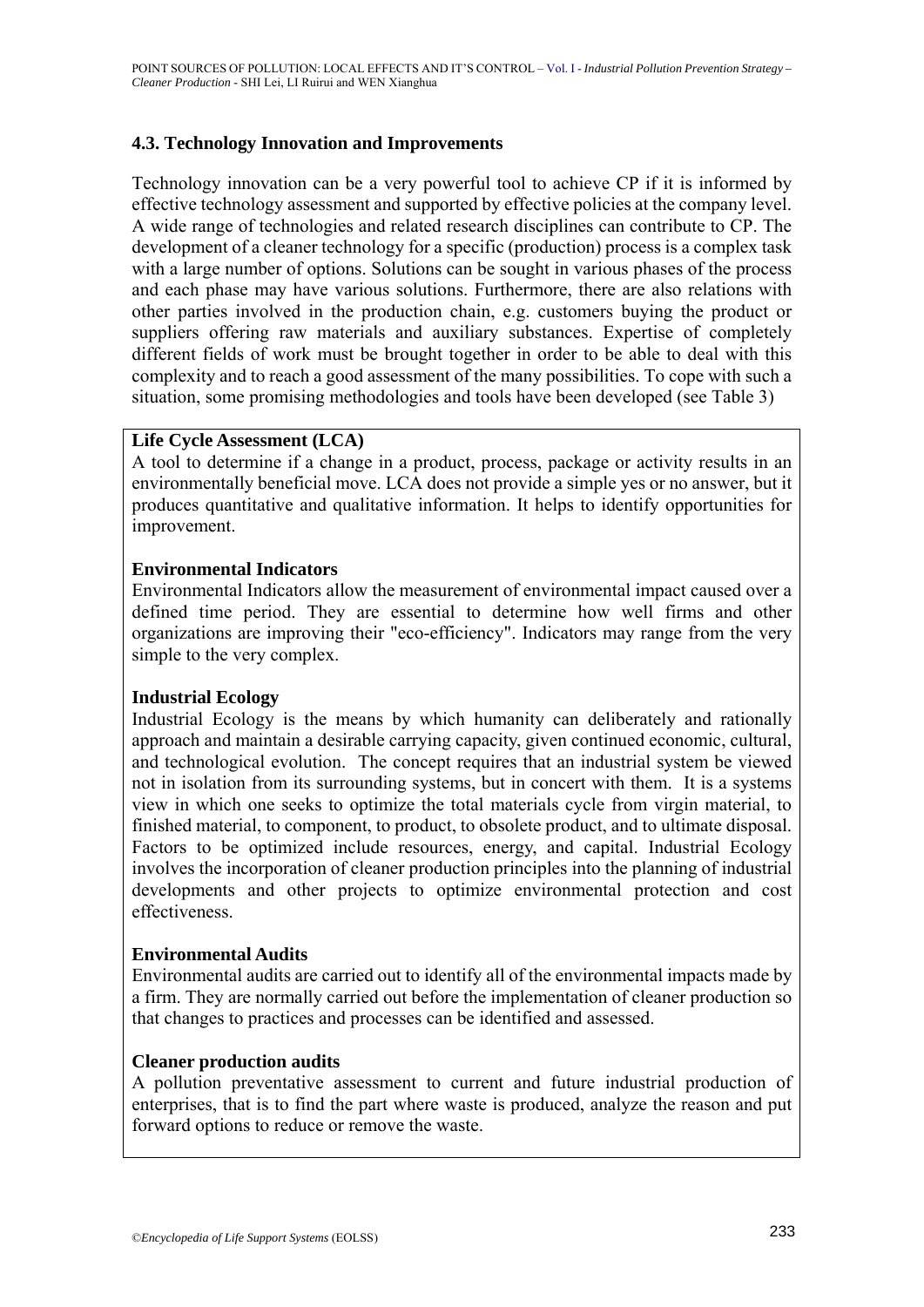### 4.3. Technology Innovation and Improvements

Technology innovation can be a very powerful tool to achieve CP if it is informed by effective technology assessment and supported by effective policies at the company level. A wide range of technologies and related research disciplines can contribute to CP. The development of a cleaner technology for a specific (production) process is a complex task with a large number of options. Solutions can be sought in various phases of the process and each phase may have various solutions. Furthermore, there are also relations with other parties involved in the production chain, e.g. customers buying the product or suppliers offering raw materials and auxiliary substances. Expertise of completely different fields of work must be brought together in order to be able to deal with this complexity and to reach a good assessment of the many possibilities. To cope with such a situation, some promising methodologies and tools have been developed (see Table 3)

**Life Cycle Assessment (LCA)**
A tool to determine if a change in a product, process, package or activity results in an environmentally beneficial move. LCA does not provide a simple yes or no answer, but it produces quantitative and qualitative information. It helps to identify opportunities for improvement.

**Environmental Indicators**
Environmental Indicators allow the measurement of environmental impact caused over a defined time period. They are essential to determine how well firms and other organizations are improving their "eco-efficiency". Indicators may range from the very simple to the very complex.

**Industrial Ecology**
Industrial Ecology is the means by which humanity can deliberately and rationally approach and maintain a desirable carrying capacity, given continued economic, cultural, and technological evolution. The concept requires that an industrial system be viewed not in isolation from its surrounding systems, but in concert with them. It is a systems view in which one seeks to optimize the total materials cycle from virgin material, to finished material, to component, to product, to obsolete product, and to ultimate disposal. Factors to be optimized include resources, energy, and capital. Industrial Ecology involves the incorporation of cleaner production principles into the planning of industrial developments and other projects to optimize environmental protection and cost effectiveness.

**Environmental Audits**
Environmental audits are carried out to identify all of the environmental impacts made by a firm. They are normally carried out before the implementation of cleaner production so that changes to practices and processes can be identified and assessed.

**Cleaner production audits**
A pollution preventative assessment to current and future industrial production of enterprises, that is to find the part where waste is produced, analyze the reason and put forward options to reduce or remove the waste.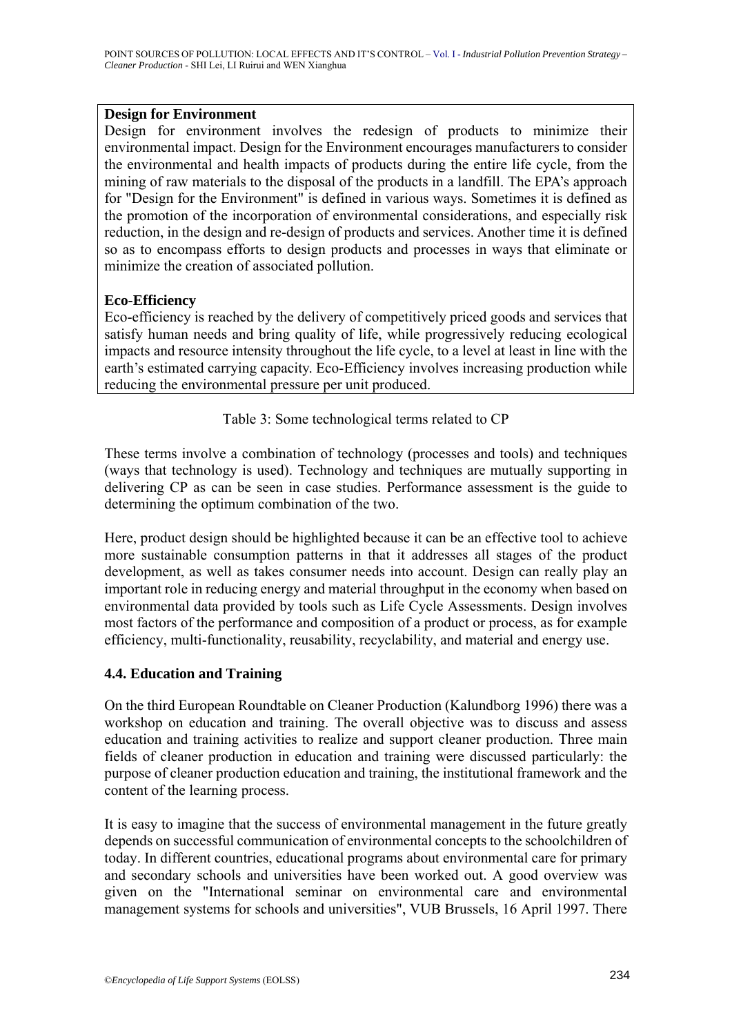**Design for Environment**

Design for environment involves the redesign of products to minimize their environmental impact. Design for the Environment encourages manufacturers to consider the environmental and health impacts of products during the entire life cycle, from the mining of raw materials to the disposal of the products in a landfill. The EPA's approach for "Design for the Environment" is defined in various ways. Sometimes it is defined as the promotion of the incorporation of environmental considerations, and especially risk reduction, in the design and re-design of products and services. Another time it is defined so as to encompass efforts to design products and processes in ways that eliminate or minimize the creation of associated pollution.

**Eco-Efficiency**

Eco-efficiency is reached by the delivery of competitively priced goods and services that satisfy human needs and bring quality of life, while progressively reducing ecological impacts and resource intensity throughout the life cycle, to a level at least in line with the earth's estimated carrying capacity. Eco-Efficiency involves increasing production while reducing the environmental pressure per unit produced.

Table 3: Some technological terms related to CP

These terms involve a combination of technology (processes and tools) and techniques (ways that technology is used). Technology and techniques are mutually supporting in delivering CP as can be seen in case studies. Performance assessment is the guide to determining the optimum combination of the two.

Here, product design should be highlighted because it can be an effective tool to achieve more sustainable consumption patterns in that it addresses all stages of the product development, as well as takes consumer needs into account. Design can really play an important role in reducing energy and material throughput in the economy when based on environmental data provided by tools such as Life Cycle Assessments. Design involves most factors of the performance and composition of a product or process, as for example efficiency, multi-functionality, reusability, recyclability, and material and energy use.

## 4.4. Education and Training

On the third European Roundtable on Cleaner Production (Kalundborg 1996) there was a workshop on education and training. The overall objective was to discuss and assess education and training activities to realize and support cleaner production. Three main fields of cleaner production in education and training were discussed particularly: the purpose of cleaner production education and training, the institutional framework and the content of the learning process.

It is easy to imagine that the success of environmental management in the future greatly depends on successful communication of environmental concepts to the schoolchildren of today. In different countries, educational programs about environmental care for primary and secondary schools and universities have been worked out. A good overview was given on the "International seminar on environmental care and environmental management systems for schools and universities", VUB Brussels, 16 April 1997. There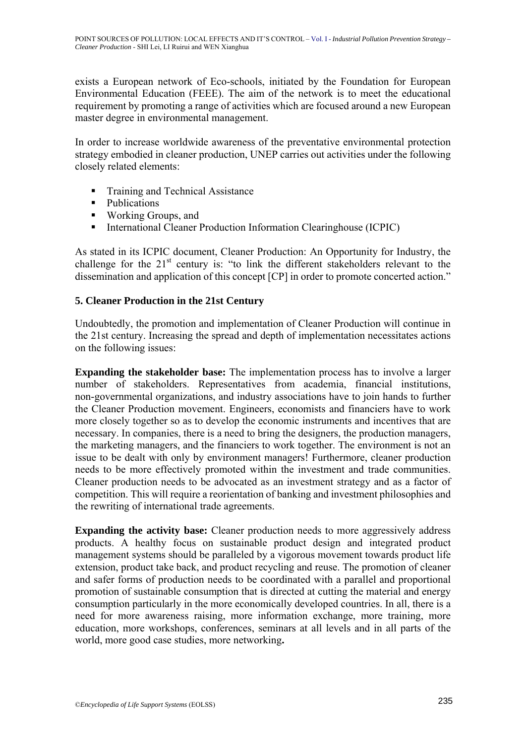exists a European network of Eco-schools, initiated by the Foundation for European Environmental Education (FEEE). The aim of the network is to meet the educational requirement by promoting a range of activities which are focused around a new European master degree in environmental management.

In order to increase worldwide awareness of the preventative environmental protection strategy embodied in cleaner production, UNEP carries out activities under the following closely related elements:

- Training and Technical Assistance
- Publications
- Working Groups, and
- International Cleaner Production Information Clearinghouse (ICPIC)

As stated in its ICPIC document, Cleaner Production: An Opportunity for Industry, the challenge for the 21st century is: "to link the different stakeholders relevant to the dissemination and application of this concept [CP] in order to promote concerted action."

## 5. Cleaner Production in the 21st Century

Undoubtedly, the promotion and implementation of Cleaner Production will continue in the 21st century. Increasing the spread and depth of implementation necessitates actions on the following issues:

**Expanding the stakeholder base:** The implementation process has to involve a larger number of stakeholders. Representatives from academia, financial institutions, non-governmental organizations, and industry associations have to join hands to further the Cleaner Production movement. Engineers, economists and financiers have to work more closely together so as to develop the economic instruments and incentives that are necessary. In companies, there is a need to bring the designers, the production managers, the marketing managers, and the financiers to work together. The environment is not an issue to be dealt with only by environment managers! Furthermore, cleaner production needs to be more effectively promoted within the investment and trade communities. Cleaner production needs to be advocated as an investment strategy and as a factor of competition. This will require a reorientation of banking and investment philosophies and the rewriting of international trade agreements.

**Expanding the activity base:** Cleaner production needs to more aggressively address products. A healthy focus on sustainable product design and integrated product management systems should be paralleled by a vigorous movement towards product life extension, product take back, and product recycling and reuse. The promotion of cleaner and safer forms of production needs to be coordinated with a parallel and proportional promotion of sustainable consumption that is directed at cutting the material and energy consumption particularly in the more economically developed countries. In all, there is a need for more awareness raising, more information exchange, more training, more education, more workshops, conferences, seminars at all levels and in all parts of the world, more good case studies, more networking**.**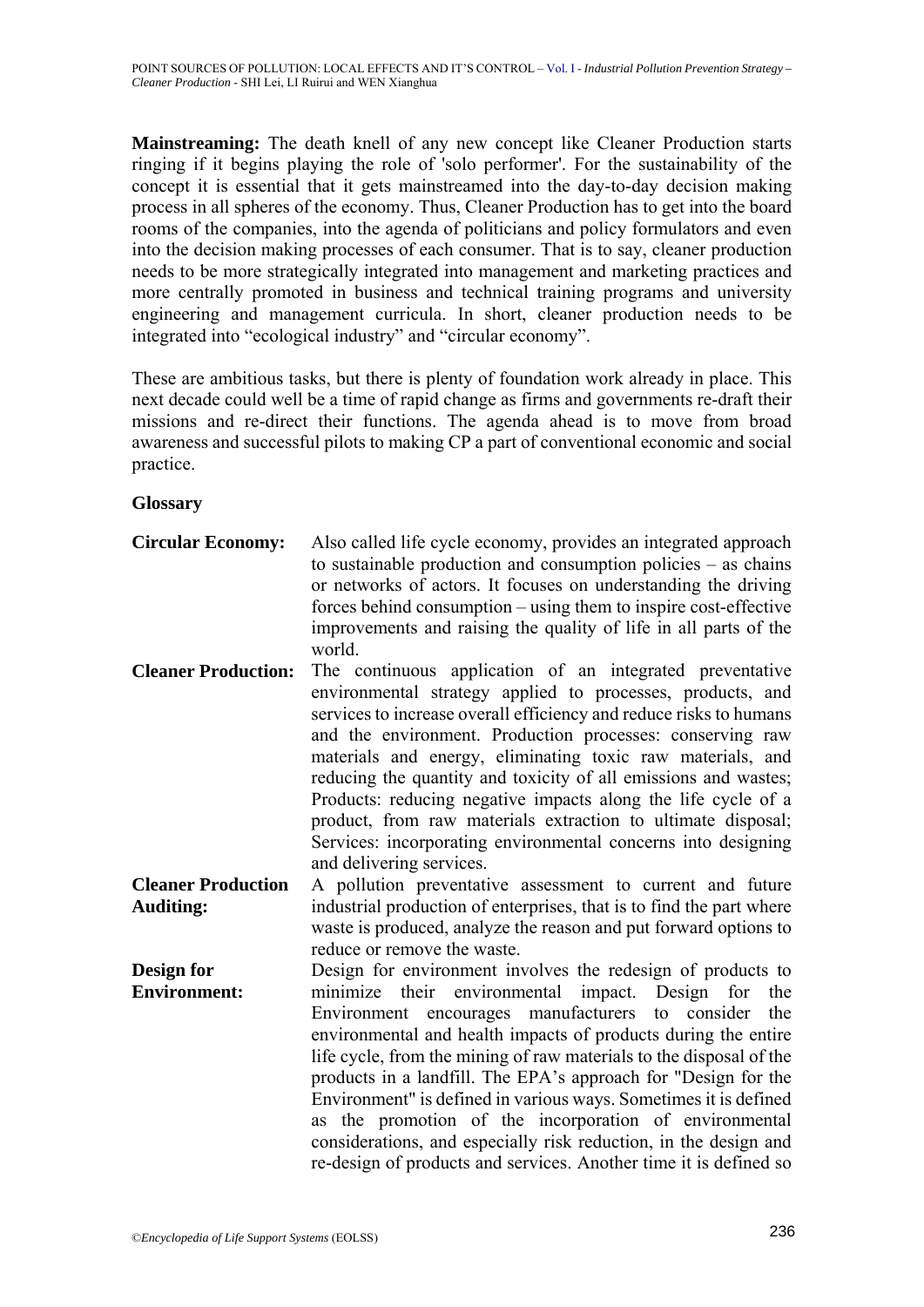**Mainstreaming:** The death knell of any new concept like Cleaner Production starts ringing if it begins playing the role of 'solo performer'. For the sustainability of the concept it is essential that it gets mainstreamed into the day-to-day decision making process in all spheres of the economy. Thus, Cleaner Production has to get into the board rooms of the companies, into the agenda of politicians and policy formulators and even into the decision making processes of each consumer. That is to say, cleaner production needs to be more strategically integrated into management and marketing practices and more centrally promoted in business and technical training programs and university engineering and management curricula. In short, cleaner production needs to be integrated into "ecological industry" and "circular economy".

These are ambitious tasks, but there is plenty of foundation work already in place. This next decade could well be a time of rapid change as firms and governments re-draft their missions and re-direct their functions. The agenda ahead is to move from broad awareness and successful pilots to making CP a part of conventional economic and social practice.

**Glossary**

**Circular Economy:** Also called life cycle economy, provides an integrated approach to sustainable production and consumption policies – as chains or networks of actors. It focuses on understanding the driving forces behind consumption – using them to inspire cost-effective improvements and raising the quality of life in all parts of the world.

**Cleaner Production:** The continuous application of an integrated preventative environmental strategy applied to processes, products, and services to increase overall efficiency and reduce risks to humans and the environment. Production processes: conserving raw materials and energy, eliminating toxic raw materials, and reducing the quantity and toxicity of all emissions and wastes; Products: reducing negative impacts along the life cycle of a product, from raw materials extraction to ultimate disposal; Services: incorporating environmental concerns into designing and delivering services.

**Cleaner Production Auditing:** A pollution preventative assessment to current and future industrial production of enterprises, that is to find the part where waste is produced, analyze the reason and put forward options to reduce or remove the waste.

**Design for Environment:** Design for environment involves the redesign of products to minimize their environmental impact. Design for the Environment encourages manufacturers to consider the environmental and health impacts of products during the entire life cycle, from the mining of raw materials to the disposal of the products in a landfill. The EPA's approach for "Design for the Environment" is defined in various ways. Sometimes it is defined as the promotion of the incorporation of environmental considerations, and especially risk reduction, in the design and re-design of products and services. Another time it is defined so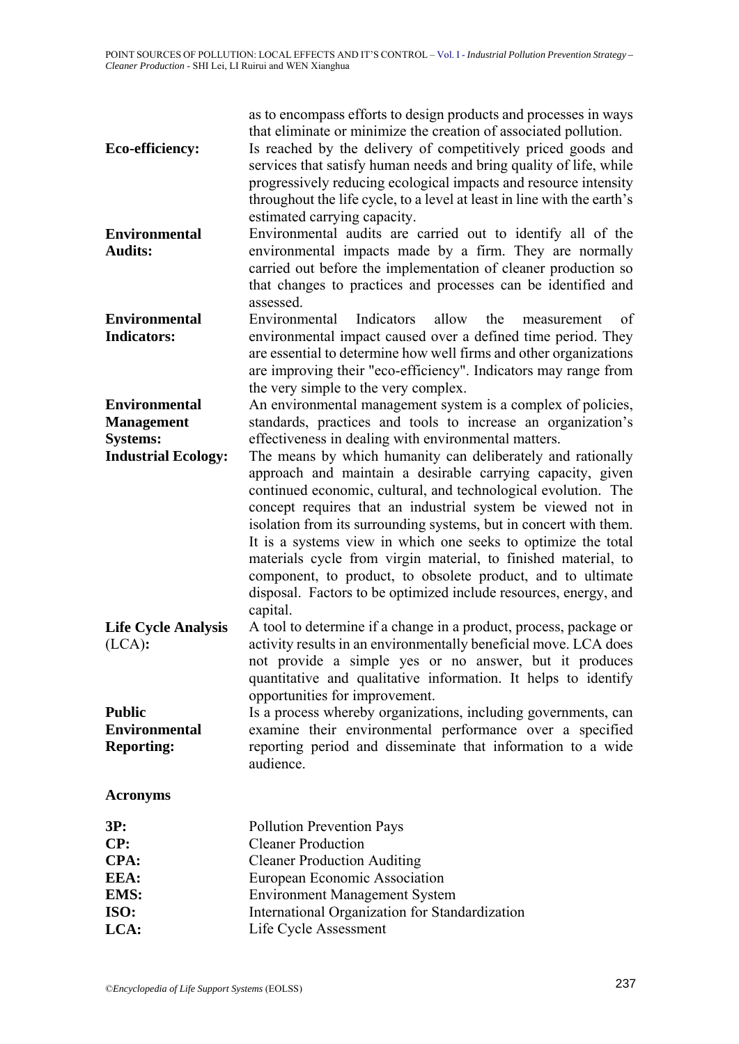as to encompass efforts to design products and processes in ways that eliminate or minimize the creation of associated pollution.

**Eco-efficiency:** Is reached by the delivery of competitively priced goods and services that satisfy human needs and bring quality of life, while progressively reducing ecological impacts and resource intensity throughout the life cycle, to a level at least in line with the earth's estimated carrying capacity.

**Environmental Audits:** Environmental audits are carried out to identify all of the environmental impacts made by a firm. They are normally carried out before the implementation of cleaner production so that changes to practices and processes can be identified and assessed.

**Environmental Indicators:** Environmental Indicators allow the measurement of environmental impact caused over a defined time period. They are essential to determine how well firms and other organizations are improving their "eco-efficiency". Indicators may range from the very simple to the very complex.

**Environmental Management Systems:** An environmental management system is a complex of policies, standards, practices and tools to increase an organization's effectiveness in dealing with environmental matters.

**Industrial Ecology:** The means by which humanity can deliberately and rationally approach and maintain a desirable carrying capacity, given continued economic, cultural, and technological evolution. The concept requires that an industrial system be viewed not in isolation from its surrounding systems, but in concert with them. It is a systems view in which one seeks to optimize the total materials cycle from virgin material, to finished material, to component, to product, to obsolete product, and to ultimate disposal. Factors to be optimized include resources, energy, and capital.

**Life Cycle Analysis** (LCA)**:** A tool to determine if a change in a product, process, package or activity results in an environmentally beneficial move. LCA does not provide a simple yes or no answer, but it produces quantitative and qualitative information. It helps to identify opportunities for improvement.

**Public Environmental Reporting:** Is a process whereby organizations, including governments, can examine their environmental performance over a specified reporting period and disseminate that information to a wide audience.

**Acronyms**

**3P:** Pollution Prevention Pays
**CP:** Cleaner Production
**CPA:** Cleaner Production Auditing
**EEA:** European Economic Association
**EMS:** Environment Management System
**ISO:** International Organization for Standardization
**LCA:** Life Cycle Assessment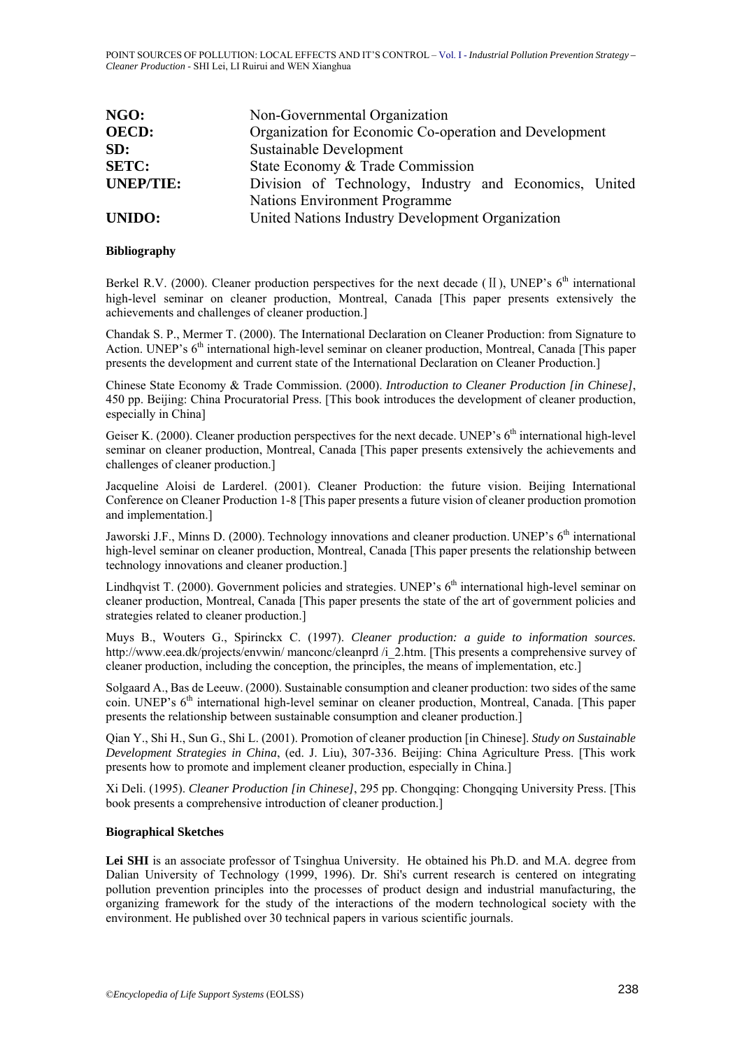| | |
|---|---|
| **NGO:** | Non-Governmental Organization |
| **OECD:** | Organization for Economic Co-operation and Development |
| **SD:** | Sustainable Development |
| **SETC:** | State Economy & Trade Commission |
| **UNEP/TIE:** | Division of Technology, Industry and Economics, United Nations Environment Programme |
| **UNIDO:** | United Nations Industry Development Organization |

**Bibliography**

Berkel R.V. (2000). Cleaner production perspectives for the next decade (Ⅱ), UNEP's 6th international high-level seminar on cleaner production, Montreal, Canada [This paper presents extensively the achievements and challenges of cleaner production.]

Chandak S. P., Mermer T. (2000). The International Declaration on Cleaner Production: from Signature to Action. UNEP's 6th international high-level seminar on cleaner production, Montreal, Canada [This paper presents the development and current state of the International Declaration on Cleaner Production.]

Chinese State Economy & Trade Commission. (2000). *Introduction to Cleaner Production [in Chinese]*, 450 pp. Beijing: China Procuratorial Press. [This book introduces the development of cleaner production, especially in China]

Geiser K. (2000). Cleaner production perspectives for the next decade. UNEP's 6th international high-level seminar on cleaner production, Montreal, Canada [This paper presents extensively the achievements and challenges of cleaner production.]

Jacqueline Aloisi de Larderel. (2001). Cleaner Production: the future vision. Beijing International Conference on Cleaner Production 1-8 [This paper presents a future vision of cleaner production promotion and implementation.]

Jaworski J.F., Minns D. (2000). Technology innovations and cleaner production. UNEP's 6th international high-level seminar on cleaner production, Montreal, Canada [This paper presents the relationship between technology innovations and cleaner production.]

Lindhqvist T. (2000). Government policies and strategies. UNEP's 6th international high-level seminar on cleaner production, Montreal, Canada [This paper presents the state of the art of government policies and strategies related to cleaner production.]

Muys B., Wouters G., Spirinckx C. (1997). *Cleaner production: a guide to information sources.* http://www.eea.dk/projects/envwin/ manconc/cleanprd /i_2.htm. [This presents a comprehensive survey of cleaner production, including the conception, the principles, the means of implementation, etc.]

Solgaard A., Bas de Leeuw. (2000). Sustainable consumption and cleaner production: two sides of the same coin. UNEP's 6th international high-level seminar on cleaner production, Montreal, Canada. [This paper presents the relationship between sustainable consumption and cleaner production.]

Qian Y., Shi H., Sun G., Shi L. (2001). Promotion of cleaner production [in Chinese]. *Study on Sustainable Development Strategies in China*, (ed. J. Liu), 307-336. Beijing: China Agriculture Press. [This work presents how to promote and implement cleaner production, especially in China.]

Xi Deli. (1995). *Cleaner Production [in Chinese]*, 295 pp. Chongqing: Chongqing University Press. [This book presents a comprehensive introduction of cleaner production.]

**Biographical Sketches**

**Lei SHI** is an associate professor of Tsinghua University. He obtained his Ph.D. and M.A. degree from Dalian University of Technology (1999, 1996). Dr. Shi's current research is centered on integrating pollution prevention principles into the processes of product design and industrial manufacturing, the organizing framework for the study of the interactions of the modern technological society with the environment. He published over 30 technical papers in various scientific journals.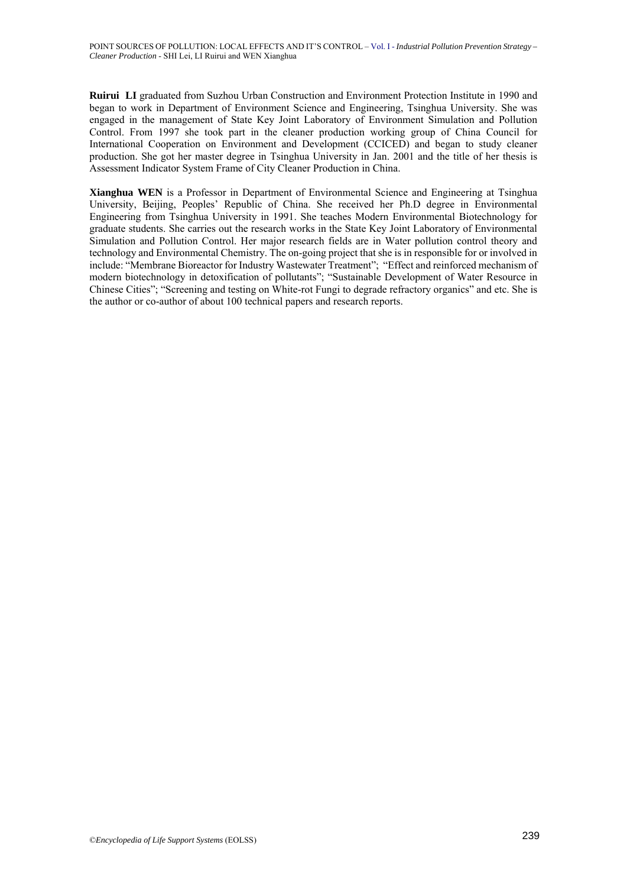**Ruirui LI** graduated from Suzhou Urban Construction and Environment Protection Institute in 1990 and began to work in Department of Environment Science and Engineering, Tsinghua University. She was engaged in the management of State Key Joint Laboratory of Environment Simulation and Pollution Control. From 1997 she took part in the cleaner production working group of China Council for International Cooperation on Environment and Development (CCICED) and began to study cleaner production. She got her master degree in Tsinghua University in Jan. 2001 and the title of her thesis is Assessment Indicator System Frame of City Cleaner Production in China.

**Xianghua WEN** is a Professor in Department of Environmental Science and Engineering at Tsinghua University, Beijing, Peoples' Republic of China. She received her Ph.D degree in Environmental Engineering from Tsinghua University in 1991. She teaches Modern Environmental Biotechnology for graduate students. She carries out the research works in the State Key Joint Laboratory of Environmental Simulation and Pollution Control. Her major research fields are in Water pollution control theory and technology and Environmental Chemistry. The on-going project that she is in responsible for or involved in include: "Membrane Bioreactor for Industry Wastewater Treatment"; "Effect and reinforced mechanism of modern biotechnology in detoxification of pollutants"; "Sustainable Development of Water Resource in Chinese Cities"; "Screening and testing on White-rot Fungi to degrade refractory organics" and etc. She is the author or co-author of about 100 technical papers and research reports.